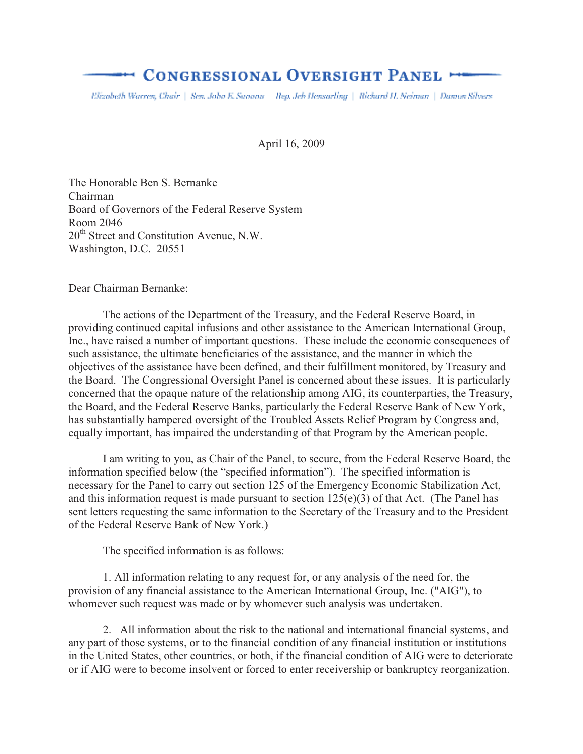# CONGRESSIONAL OVERSIGHT PANEL

Elizabeth Warren, Chair | Sen. John E. Sununu | Rep. Jeb Hensarling | Richard H. Neiman | Damon Silvers

April 16, 2009

The Honorable Ben S. Bernanke
Chairman
Board of Governors of the Federal Reserve System
Room 2046
20th Street and Constitution Avenue, N.W.
Washington, D.C. 20551

Dear Chairman Bernanke:

The actions of the Department of the Treasury, and the Federal Reserve Board, in providing continued capital infusions and other assistance to the American International Group, Inc., have raised a number of important questions. These include the economic consequences of such assistance, the ultimate beneficiaries of the assistance, and the manner in which the objectives of the assistance have been defined, and their fulfillment monitored, by Treasury and the Board. The Congressional Oversight Panel is concerned about these issues. It is particularly concerned that the opaque nature of the relationship among AIG, its counterparties, the Treasury, the Board, and the Federal Reserve Banks, particularly the Federal Reserve Bank of New York, has substantially hampered oversight of the Troubled Assets Relief Program by Congress and, equally important, has impaired the understanding of that Program by the American people.

I am writing to you, as Chair of the Panel, to secure, from the Federal Reserve Board, the information specified below (the "specified information"). The specified information is necessary for the Panel to carry out section 125 of the Emergency Economic Stabilization Act, and this information request is made pursuant to section 125(e)(3) of that Act. (The Panel has sent letters requesting the same information to the Secretary of the Treasury and to the President of the Federal Reserve Bank of New York.)

The specified information is as follows:

1. All information relating to any request for, or any analysis of the need for, the provision of any financial assistance to the American International Group, Inc. ("AIG"), to whomever such request was made or by whomever such analysis was undertaken.

2. All information about the risk to the national and international financial systems, and any part of those systems, or to the financial condition of any financial institution or institutions in the United States, other countries, or both, if the financial condition of AIG were to deteriorate or if AIG were to become insolvent or forced to enter receivership or bankruptcy reorganization.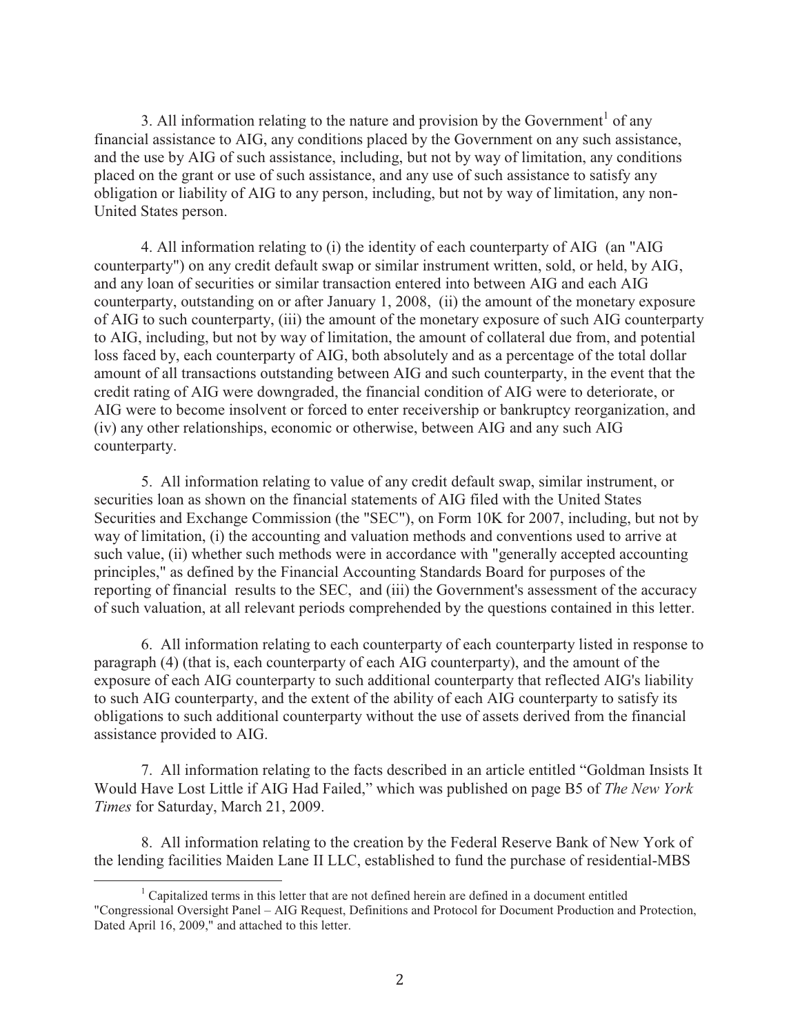3. All information relating to the nature and provision by the Government[1] of any financial assistance to AIG, any conditions placed by the Government on any such assistance, and the use by AIG of such assistance, including, but not by way of limitation, any conditions placed on the grant or use of such assistance, and any use of such assistance to satisfy any obligation or liability of AIG to any person, including, but not by way of limitation, any non-United States person.

4. All information relating to (i) the identity of each counterparty of AIG (an "AIG counterparty") on any credit default swap or similar instrument written, sold, or held, by AIG, and any loan of securities or similar transaction entered into between AIG and each AIG counterparty, outstanding on or after January 1, 2008, (ii) the amount of the monetary exposure of AIG to such counterparty, (iii) the amount of the monetary exposure of such AIG counterparty to AIG, including, but not by way of limitation, the amount of collateral due from, and potential loss faced by, each counterparty of AIG, both absolutely and as a percentage of the total dollar amount of all transactions outstanding between AIG and such counterparty, in the event that the credit rating of AIG were downgraded, the financial condition of AIG were to deteriorate, or AIG were to become insolvent or forced to enter receivership or bankruptcy reorganization, and (iv) any other relationships, economic or otherwise, between AIG and any such AIG counterparty.

5. All information relating to value of any credit default swap, similar instrument, or securities loan as shown on the financial statements of AIG filed with the United States Securities and Exchange Commission (the "SEC"), on Form 10K for 2007, including, but not by way of limitation, (i) the accounting and valuation methods and conventions used to arrive at such value, (ii) whether such methods were in accordance with "generally accepted accounting principles," as defined by the Financial Accounting Standards Board for purposes of the reporting of financial results to the SEC, and (iii) the Government's assessment of the accuracy of such valuation, at all relevant periods comprehended by the questions contained in this letter.

6. All information relating to each counterparty of each counterparty listed in response to paragraph (4) (that is, each counterparty of each AIG counterparty), and the amount of the exposure of each AIG counterparty to such additional counterparty that reflected AIG's liability to such AIG counterparty, and the extent of the ability of each AIG counterparty to satisfy its obligations to such additional counterparty without the use of assets derived from the financial assistance provided to AIG.

7. All information relating to the facts described in an article entitled "Goldman Insists It Would Have Lost Little if AIG Had Failed," which was published on page B5 of *The New York Times* for Saturday, March 21, 2009.

8. All information relating to the creation by the Federal Reserve Bank of New York of the lending facilities Maiden Lane II LLC, established to fund the purchase of residential-MBS

[1] Capitalized terms in this letter that are not defined herein are defined in a document entitled "Congressional Oversight Panel – AIG Request, Definitions and Protocol for Document Production and Protection, Dated April 16, 2009," and attached to this letter.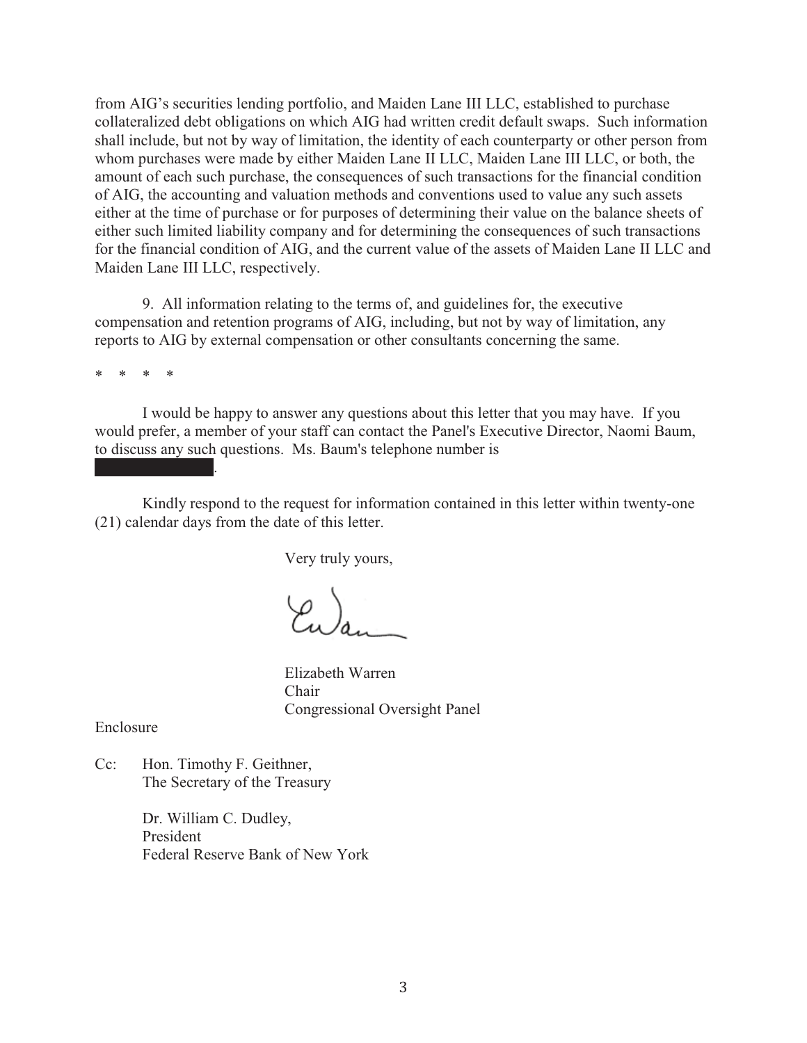from AIG's securities lending portfolio, and Maiden Lane III LLC, established to purchase collateralized debt obligations on which AIG had written credit default swaps. Such information shall include, but not by way of limitation, the identity of each counterparty or other person from whom purchases were made by either Maiden Lane II LLC, Maiden Lane III LLC, or both, the amount of each such purchase, the consequences of such transactions for the financial condition of AIG, the accounting and valuation methods and conventions used to value any such assets either at the time of purchase or for purposes of determining their value on the balance sheets of either such limited liability company and for determining the consequences of such transactions for the financial condition of AIG, and the current value of the assets of Maiden Lane II LLC and Maiden Lane III LLC, respectively.

9. All information relating to the terms of, and guidelines for, the executive compensation and retention programs of AIG, including, but not by way of limitation, any reports to AIG by external compensation or other consultants concerning the same.

\* \* \* \*

I would be happy to answer any questions about this letter that you may have. If you would prefer, a member of your staff can contact the Panel's Executive Director, Naomi Baum, to discuss any such questions. Ms. Baum's telephone number is [REDACTED].

Kindly respond to the request for information contained in this letter within twenty-one (21) calendar days from the date of this letter.

Very truly yours,

Elizabeth Warren
Chair
Congressional Oversight Panel

Enclosure

Cc: Hon. Timothy F. Geithner,
The Secretary of the Treasury

Dr. William C. Dudley,
President
Federal Reserve Bank of New York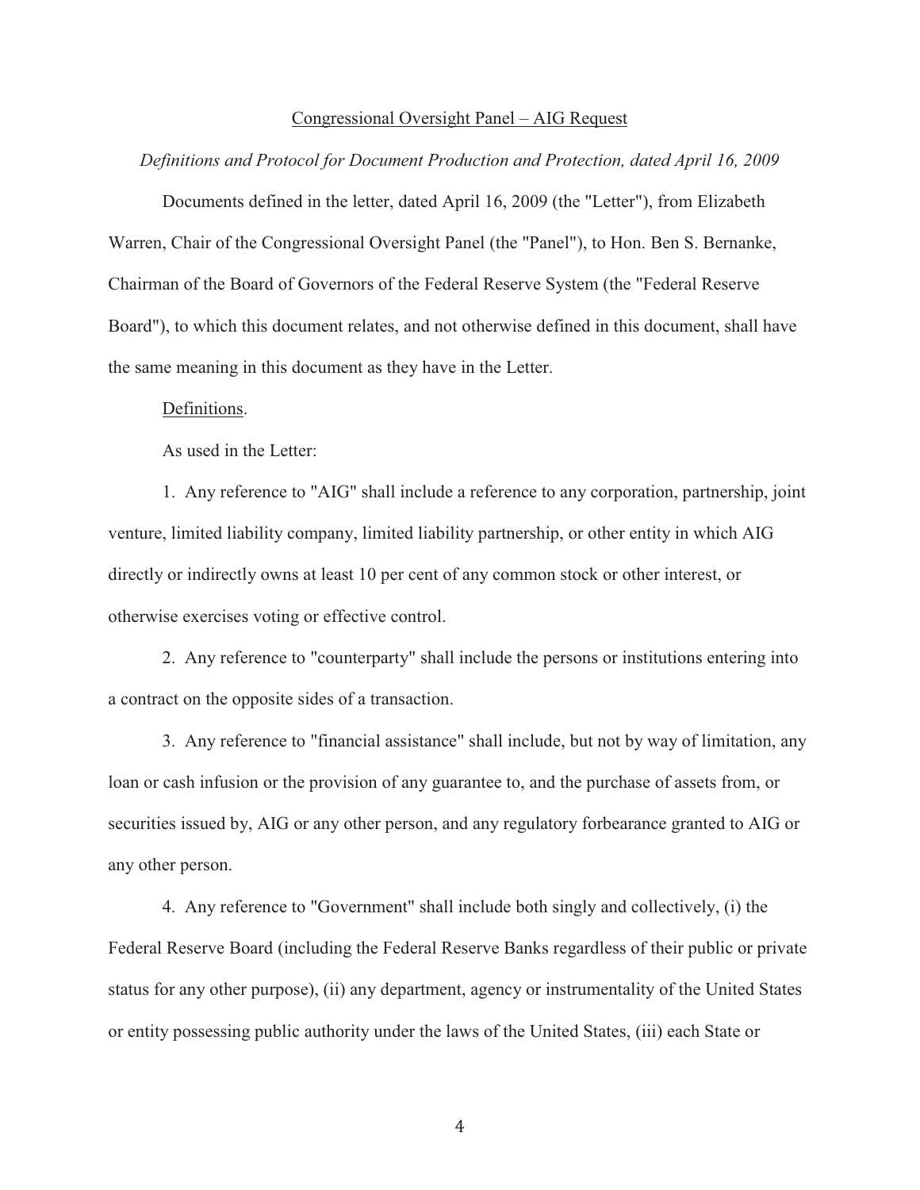Congressional Oversight Panel – AIG Request

*Definitions and Protocol for Document Production and Protection, dated April 16, 2009*

Documents defined in the letter, dated April 16, 2009 (the "Letter"), from Elizabeth Warren, Chair of the Congressional Oversight Panel (the "Panel"), to Hon. Ben S. Bernanke, Chairman of the Board of Governors of the Federal Reserve System (the "Federal Reserve Board"), to which this document relates, and not otherwise defined in this document, shall have the same meaning in this document as they have in the Letter.

Definitions.

As used in the Letter:

1. Any reference to "AIG" shall include a reference to any corporation, partnership, joint venture, limited liability company, limited liability partnership, or other entity in which AIG directly or indirectly owns at least 10 per cent of any common stock or other interest, or otherwise exercises voting or effective control.

2. Any reference to "counterparty" shall include the persons or institutions entering into a contract on the opposite sides of a transaction.

3. Any reference to "financial assistance" shall include, but not by way of limitation, any loan or cash infusion or the provision of any guarantee to, and the purchase of assets from, or securities issued by, AIG or any other person, and any regulatory forbearance granted to AIG or any other person.

4. Any reference to "Government" shall include both singly and collectively, (i) the Federal Reserve Board (including the Federal Reserve Banks regardless of their public or private status for any other purpose), (ii) any department, agency or instrumentality of the United States or entity possessing public authority under the laws of the United States, (iii) each State or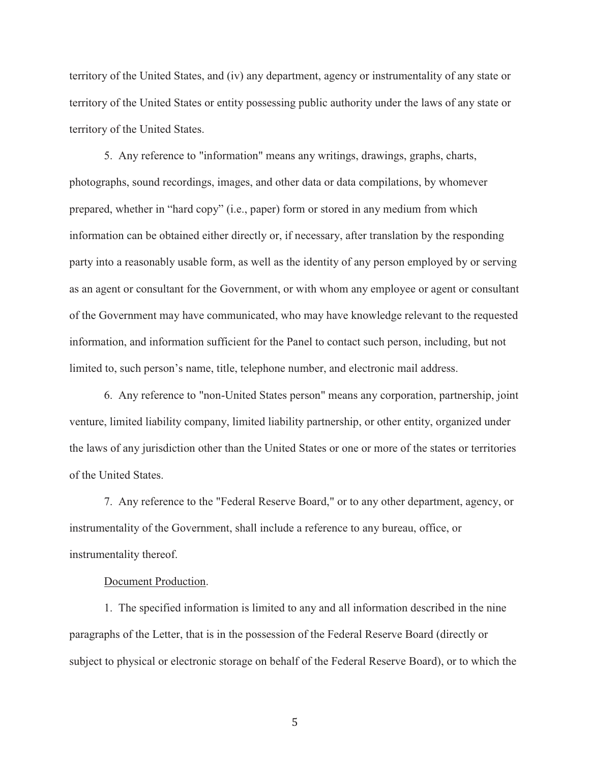territory of the United States, and (iv) any department, agency or instrumentality of any state or territory of the United States or entity possessing public authority under the laws of any state or territory of the United States.

5. Any reference to "information" means any writings, drawings, graphs, charts, photographs, sound recordings, images, and other data or data compilations, by whomever prepared, whether in "hard copy" (i.e., paper) form or stored in any medium from which information can be obtained either directly or, if necessary, after translation by the responding party into a reasonably usable form, as well as the identity of any person employed by or serving as an agent or consultant for the Government, or with whom any employee or agent or consultant of the Government may have communicated, who may have knowledge relevant to the requested information, and information sufficient for the Panel to contact such person, including, but not limited to, such person's name, title, telephone number, and electronic mail address.

6. Any reference to "non-United States person" means any corporation, partnership, joint venture, limited liability company, limited liability partnership, or other entity, organized under the laws of any jurisdiction other than the United States or one or more of the states or territories of the United States.

7. Any reference to the "Federal Reserve Board," or to any other department, agency, or instrumentality of the Government, shall include a reference to any bureau, office, or instrumentality thereof.

Document Production.

1. The specified information is limited to any and all information described in the nine paragraphs of the Letter, that is in the possession of the Federal Reserve Board (directly or subject to physical or electronic storage on behalf of the Federal Reserve Board), or to which the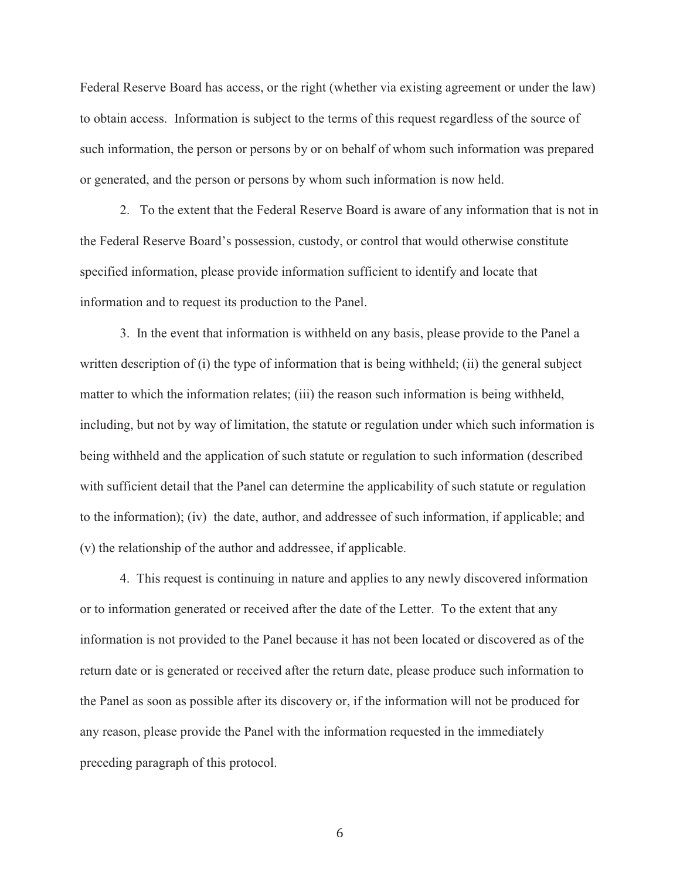Federal Reserve Board has access, or the right (whether via existing agreement or under the law) to obtain access. Information is subject to the terms of this request regardless of the source of such information, the person or persons by or on behalf of whom such information was prepared or generated, and the person or persons by whom such information is now held.

2. To the extent that the Federal Reserve Board is aware of any information that is not in the Federal Reserve Board's possession, custody, or control that would otherwise constitute specified information, please provide information sufficient to identify and locate that information and to request its production to the Panel.

3. In the event that information is withheld on any basis, please provide to the Panel a written description of (i) the type of information that is being withheld; (ii) the general subject matter to which the information relates; (iii) the reason such information is being withheld, including, but not by way of limitation, the statute or regulation under which such information is being withheld and the application of such statute or regulation to such information (described with sufficient detail that the Panel can determine the applicability of such statute or regulation to the information); (iv) the date, author, and addressee of such information, if applicable; and (v) the relationship of the author and addressee, if applicable.

4. This request is continuing in nature and applies to any newly discovered information or to information generated or received after the date of the Letter. To the extent that any information is not provided to the Panel because it has not been located or discovered as of the return date or is generated or received after the return date, please produce such information to the Panel as soon as possible after its discovery or, if the information will not be produced for any reason, please provide the Panel with the information requested in the immediately preceding paragraph of this protocol.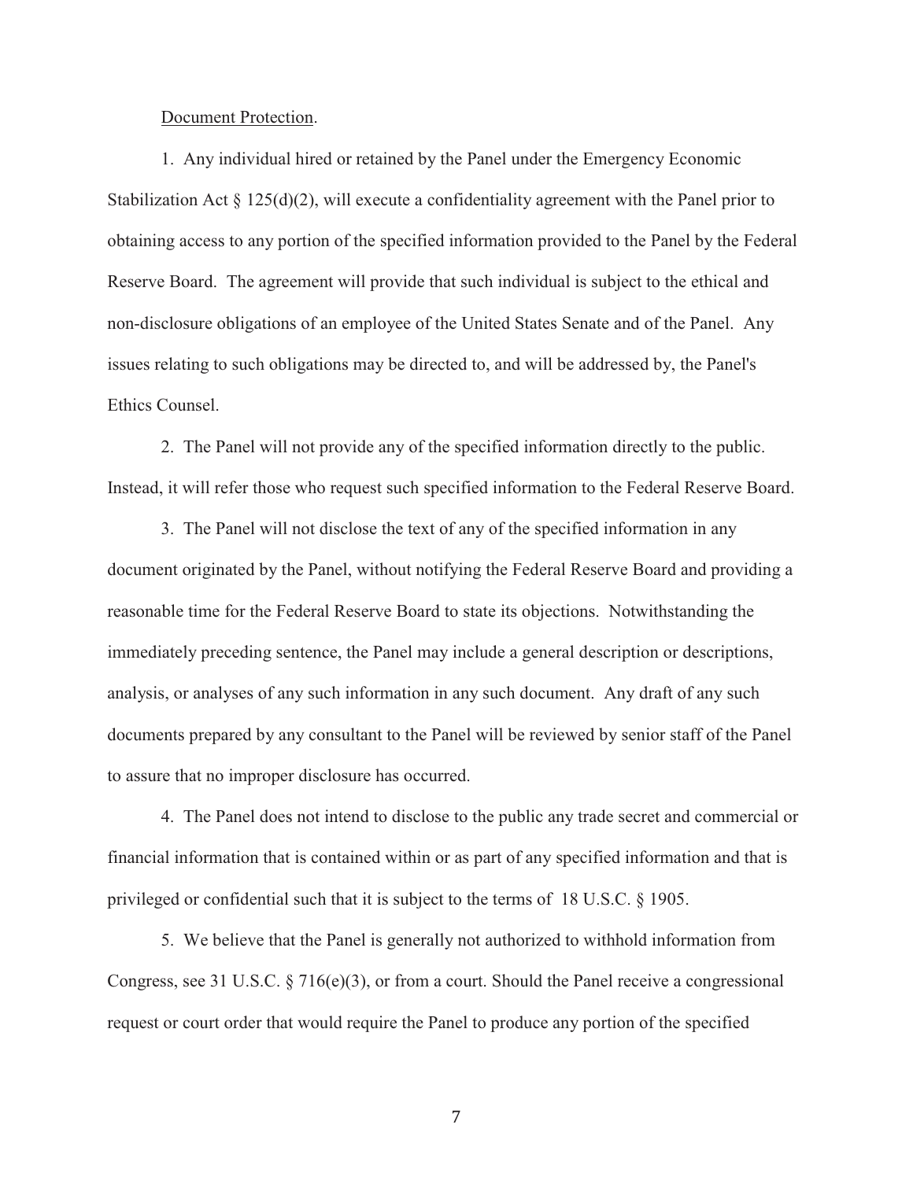<u>Document Protection</u>.

1. Any individual hired or retained by the Panel under the Emergency Economic Stabilization Act § 125(d)(2), will execute a confidentiality agreement with the Panel prior to obtaining access to any portion of the specified information provided to the Panel by the Federal Reserve Board. The agreement will provide that such individual is subject to the ethical and non-disclosure obligations of an employee of the United States Senate and of the Panel. Any issues relating to such obligations may be directed to, and will be addressed by, the Panel's Ethics Counsel.

2. The Panel will not provide any of the specified information directly to the public. Instead, it will refer those who request such specified information to the Federal Reserve Board.

3. The Panel will not disclose the text of any of the specified information in any document originated by the Panel, without notifying the Federal Reserve Board and providing a reasonable time for the Federal Reserve Board to state its objections. Notwithstanding the immediately preceding sentence, the Panel may include a general description or descriptions, analysis, or analyses of any such information in any such document. Any draft of any such documents prepared by any consultant to the Panel will be reviewed by senior staff of the Panel to assure that no improper disclosure has occurred.

4. The Panel does not intend to disclose to the public any trade secret and commercial or financial information that is contained within or as part of any specified information and that is privileged or confidential such that it is subject to the terms of 18 U.S.C. § 1905.

5. We believe that the Panel is generally not authorized to withhold information from Congress, see 31 U.S.C. § 716(e)(3), or from a court. Should the Panel receive a congressional request or court order that would require the Panel to produce any portion of the specified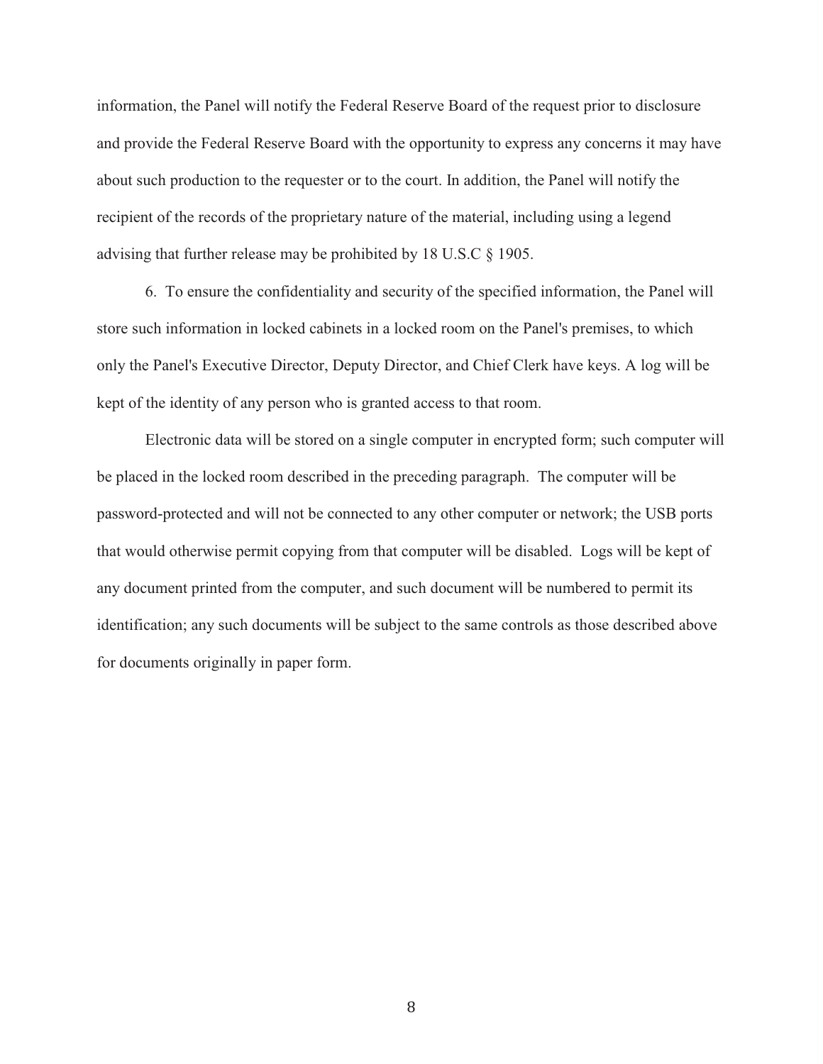information, the Panel will notify the Federal Reserve Board of the request prior to disclosure and provide the Federal Reserve Board with the opportunity to express any concerns it may have about such production to the requester or to the court. In addition, the Panel will notify the recipient of the records of the proprietary nature of the material, including using a legend advising that further release may be prohibited by 18 U.S.C § 1905.

6. To ensure the confidentiality and security of the specified information, the Panel will store such information in locked cabinets in a locked room on the Panel's premises, to which only the Panel's Executive Director, Deputy Director, and Chief Clerk have keys. A log will be kept of the identity of any person who is granted access to that room.

Electronic data will be stored on a single computer in encrypted form; such computer will be placed in the locked room described in the preceding paragraph. The computer will be password-protected and will not be connected to any other computer or network; the USB ports that would otherwise permit copying from that computer will be disabled. Logs will be kept of any document printed from the computer, and such document will be numbered to permit its identification; any such documents will be subject to the same controls as those described above for documents originally in paper form.